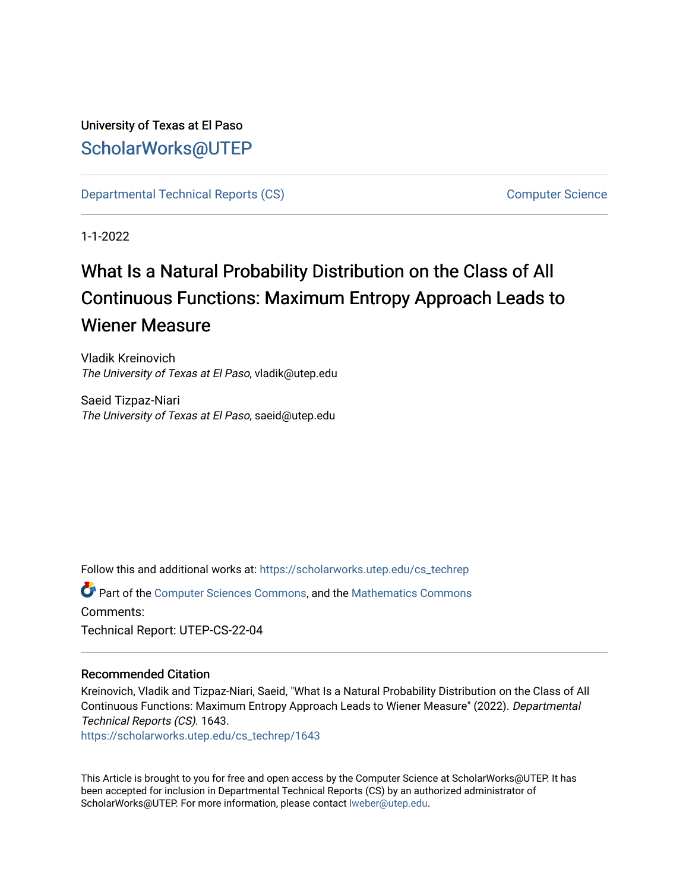University of Texas at El Paso

# ScholarWorks@UTEP

Departmental Technical Reports (CS) | Computer Science

1-1-2022

# What Is a Natural Probability Distribution on the Class of All Continuous Functions: Maximum Entropy Approach Leads to Wiener Measure

Vladik Kreinovich
*The University of Texas at El Paso*, vladik@utep.edu

Saeid Tizpaz-Niari
*The University of Texas at El Paso*, saeid@utep.edu

Follow this and additional works at: https://scholarworks.utep.edu/cs_techrep

Part of the Computer Sciences Commons, and the Mathematics Commons

Comments:

Technical Report: UTEP-CS-22-04

## Recommended Citation

Kreinovich, Vladik and Tizpaz-Niari, Saeid, "What Is a Natural Probability Distribution on the Class of All Continuous Functions: Maximum Entropy Approach Leads to Wiener Measure" (2022). *Departmental Technical Reports (CS)*. 1643.
https://scholarworks.utep.edu/cs_techrep/1643

This Article is brought to you for free and open access by the Computer Science at ScholarWorks@UTEP. It has been accepted for inclusion in Departmental Technical Reports (CS) by an authorized administrator of ScholarWorks@UTEP. For more information, please contact lweber@utep.edu.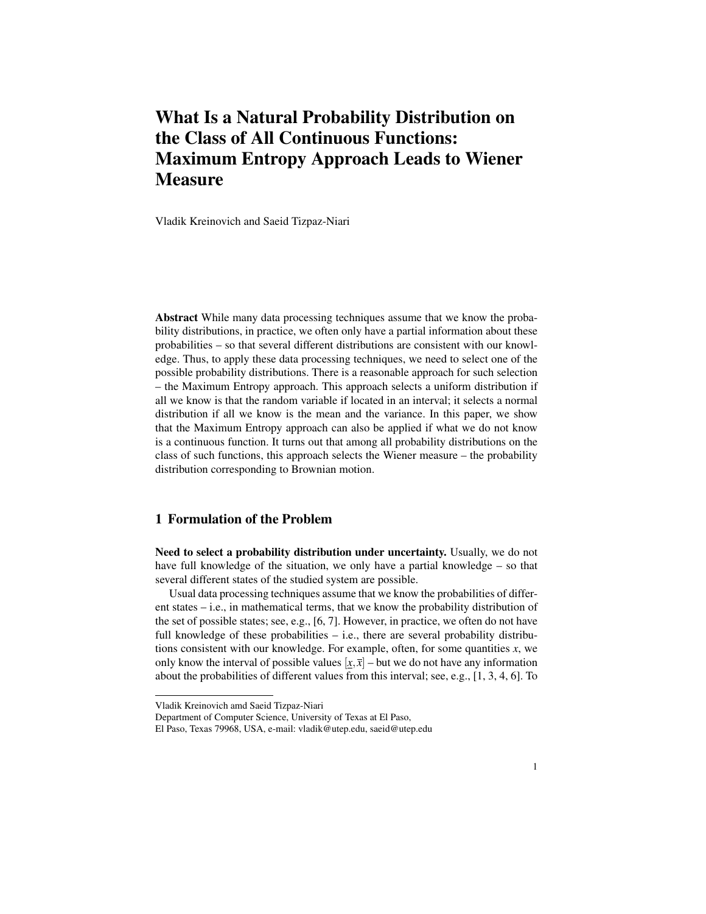# What Is a Natural Probability Distribution on the Class of All Continuous Functions: Maximum Entropy Approach Leads to Wiener Measure

Vladik Kreinovich and Saeid Tizpaz-Niari

**Abstract** While many data processing techniques assume that we know the probability distributions, in practice, we often only have a partial information about these probabilities – so that several different distributions are consistent with our knowledge. Thus, to apply these data processing techniques, we need to select one of the possible probability distributions. There is a reasonable approach for such selection – the Maximum Entropy approach. This approach selects a uniform distribution if all we know is that the random variable if located in an interval; it selects a normal distribution if all we know is the mean and the variance. In this paper, we show that the Maximum Entropy approach can also be applied if what we do not know is a continuous function. It turns out that among all probability distributions on the class of such functions, this approach selects the Wiener measure – the probability distribution corresponding to Brownian motion.

## 1 Formulation of the Problem

**Need to select a probability distribution under uncertainty.** Usually, we do not have full knowledge of the situation, we only have a partial knowledge – so that several different states of the studied system are possible.

Usual data processing techniques assume that we know the probabilities of different states – i.e., in mathematical terms, that we know the probability distribution of the set of possible states; see, e.g., [6, 7]. However, in practice, we often do not have full knowledge of these probabilities – i.e., there are several probability distributions consistent with our knowledge. For example, often, for some quantities $x$, we only know the interval of possible values $[\underline{x}, \overline{x}]$ – but we do not have any information about the probabilities of different values from this interval; see, e.g., [1, 3, 4, 6]. To

---

Vladik Kreinovich amd Saeid Tizpaz-Niari
Department of Computer Science, University of Texas at El Paso,
El Paso, Texas 79968, USA, e-mail: vladik@utep.edu, saeid@utep.edu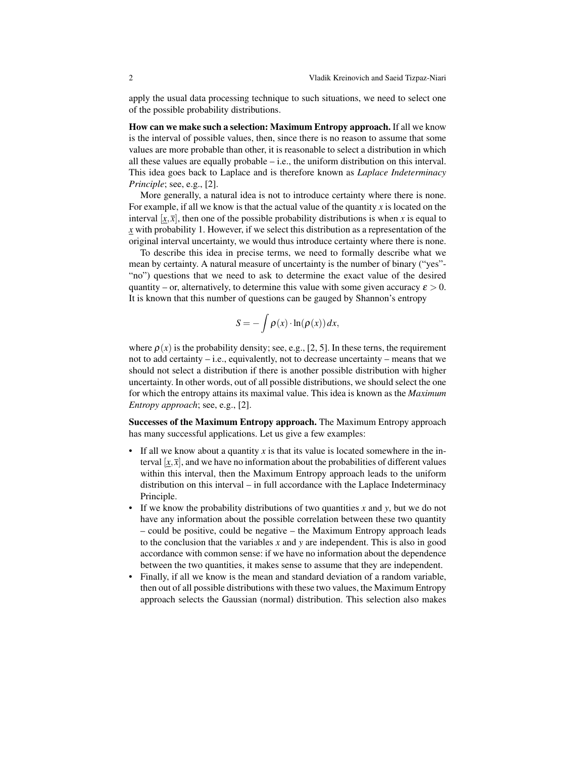apply the usual data processing technique to such situations, we need to select one of the possible probability distributions.

**How can we make such a selection: Maximum Entropy approach.** If all we know is the interval of possible values, then, since there is no reason to assume that some values are more probable than other, it is reasonable to select a distribution in which all these values are equally probable – i.e., the uniform distribution on this interval. This idea goes back to Laplace and is therefore known as *Laplace Indeterminacy Principle*; see, e.g., [2].

More generally, a natural idea is not to introduce certainty where there is none. For example, if all we know is that the actual value of the quantity $x$ is located on the interval $[\underline{x}, \overline{x}]$, then one of the possible probability distributions is when $x$ is equal to $\underline{x}$ with probability 1. However, if we select this distribution as a representation of the original interval uncertainty, we would thus introduce certainty where there is none.

To describe this idea in precise terms, we need to formally describe what we mean by certainty. A natural measure of uncertainty is the number of binary ("yes"-"no") questions that we need to ask to determine the exact value of the desired quantity – or, alternatively, to determine this value with some given accuracy $\varepsilon > 0$. It is known that this number of questions can be gauged by Shannon's entropy

$$S = -\int \rho(x) \cdot \ln(\rho(x))\, dx,$$

where $\rho(x)$ is the probability density; see, e.g., [2, 5]. In these terns, the requirement not to add certainty – i.e., equivalently, not to decrease uncertainty – means that we should not select a distribution if there is another possible distribution with higher uncertainty. In other words, out of all possible distributions, we should select the one for which the entropy attains its maximal value. This idea is known as the *Maximum Entropy approach*; see, e.g., [2].

**Successes of the Maximum Entropy approach.** The Maximum Entropy approach has many successful applications. Let us give a few examples:

- If all we know about a quantity $x$ is that its value is located somewhere in the interval $[\underline{x}, \overline{x}]$, and we have no information about the probabilities of different values within this interval, then the Maximum Entropy approach leads to the uniform distribution on this interval – in full accordance with the Laplace Indeterminacy Principle.
- If we know the probability distributions of two quantities $x$ and $y$, but we do not have any information about the possible correlation between these two quantity – could be positive, could be negative – the Maximum Entropy approach leads to the conclusion that the variables $x$ and $y$ are independent. This is also in good accordance with common sense: if we have no information about the dependence between the two quantities, it makes sense to assume that they are independent.
- Finally, if all we know is the mean and standard deviation of a random variable, then out of all possible distributions with these two values, the Maximum Entropy approach selects the Gaussian (normal) distribution. This selection also makes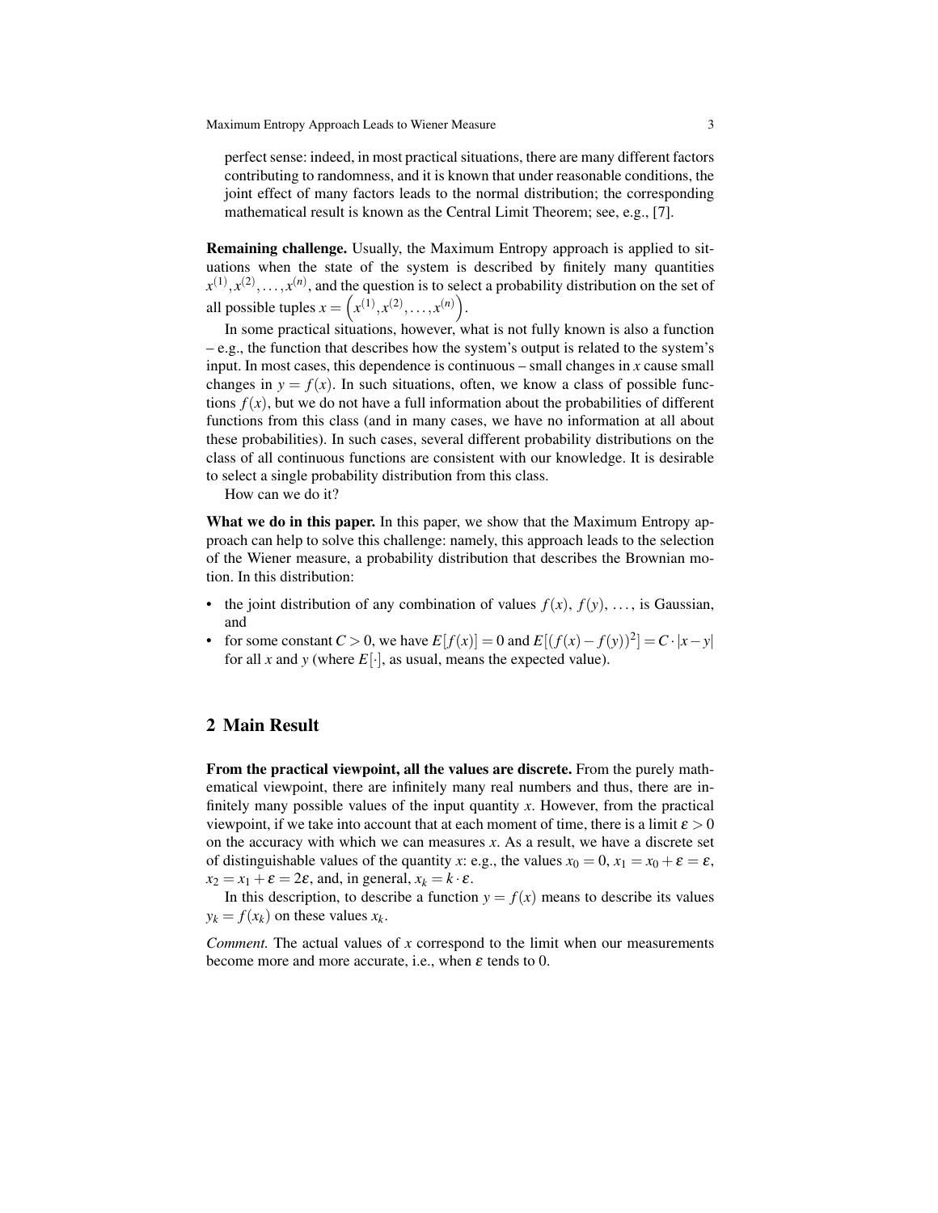perfect sense: indeed, in most practical situations, there are many different factors contributing to randomness, and it is known that under reasonable conditions, the joint effect of many factors leads to the normal distribution; the corresponding mathematical result is known as the Central Limit Theorem; see, e.g., [7].

**Remaining challenge.** Usually, the Maximum Entropy approach is applied to situations when the state of the system is described by finitely many quantities $x^{(1)}, x^{(2)}, \ldots, x^{(n)}$, and the question is to select a probability distribution on the set of all possible tuples $x = \left(x^{(1)}, x^{(2)}, \ldots, x^{(n)}\right)$.

In some practical situations, however, what is not fully known is also a function – e.g., the function that describes how the system's output is related to the system's input. In most cases, this dependence is continuous – small changes in $x$ cause small changes in $y = f(x)$. In such situations, often, we know a class of possible functions $f(x)$, but we do not have a full information about the probabilities of different functions from this class (and in many cases, we have no information at all about these probabilities). In such cases, several different probability distributions on the class of all continuous functions are consistent with our knowledge. It is desirable to select a single probability distribution from this class.

How can we do it?

**What we do in this paper.** In this paper, we show that the Maximum Entropy approach can help to solve this challenge: namely, this approach leads to the selection of the Wiener measure, a probability distribution that describes the Brownian motion. In this distribution:

- the joint distribution of any combination of values $f(x)$, $f(y)$, $\ldots$, is Gaussian, and
- for some constant $C > 0$, we have $E[f(x)] = 0$ and $E[(f(x) - f(y))^2] = C \cdot |x - y|$ for all $x$ and $y$ (where $E[\cdot]$, as usual, means the expected value).

## 2 Main Result

**From the practical viewpoint, all the values are discrete.** From the purely mathematical viewpoint, there are infinitely many real numbers and thus, there are infinitely many possible values of the input quantity $x$. However, from the practical viewpoint, if we take into account that at each moment of time, there is a limit $\varepsilon > 0$ on the accuracy with which we can measures $x$. As a result, we have a discrete set of distinguishable values of the quantity $x$: e.g., the values $x_0 = 0$, $x_1 = x_0 + \varepsilon = \varepsilon$, $x_2 = x_1 + \varepsilon = 2\varepsilon$, and, in general, $x_k = k \cdot \varepsilon$.

In this description, to describe a function $y = f(x)$ means to describe its values $y_k = f(x_k)$ on these values $x_k$.

*Comment.* The actual values of $x$ correspond to the limit when our measurements become more and more accurate, i.e., when $\varepsilon$ tends to 0.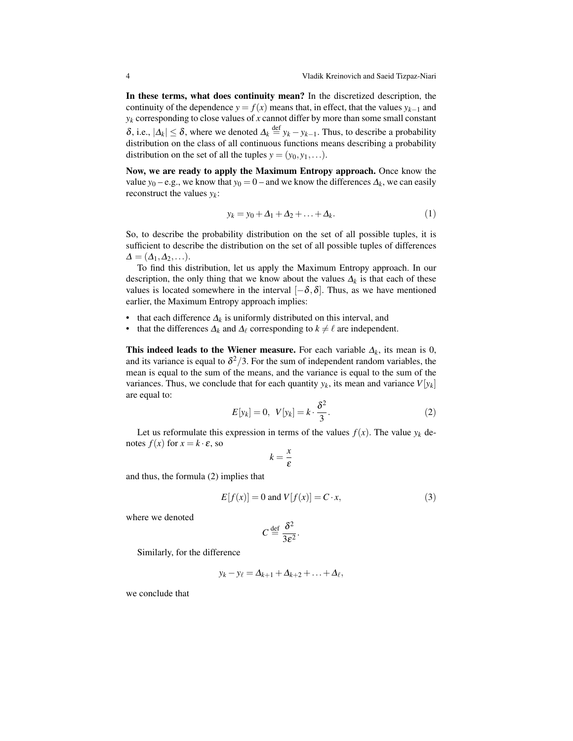**In these terms, what does continuity mean?** In the discretized description, the continuity of the dependence $y = f(x)$ means that, in effect, that the values $y_{k-1}$ and $y_k$ corresponding to close values of $x$ cannot differ by more than some small constant $\delta$, i.e., $|\Delta_k| \le \delta$, where we denoted $\Delta_k \stackrel{\text{def}}{=} y_k - y_{k-1}$. Thus, to describe a probability distribution on the class of all continuous functions means describing a probability distribution on the set of all the tuples $y = (y_0, y_1, \ldots)$.

**Now, we are ready to apply the Maximum Entropy approach.** Once know the value $y_0$ – e.g., we know that $y_0 = 0$ – and we know the differences $\Delta_k$, we can easily reconstruct the values $y_k$:

$$y_k = y_0 + \Delta_1 + \Delta_2 + \ldots + \Delta_k. \tag{1}$$

So, to describe the probability distribution on the set of all possible tuples, it is sufficient to describe the distribution on the set of all possible tuples of differences $\Delta = (\Delta_1, \Delta_2, \ldots)$.

To find this distribution, let us apply the Maximum Entropy approach. In our description, the only thing that we know about the values $\Delta_k$ is that each of these values is located somewhere in the interval $[-\delta, \delta]$. Thus, as we have mentioned earlier, the Maximum Entropy approach implies:

- that each difference $\Delta_k$ is uniformly distributed on this interval, and
- that the differences $\Delta_k$ and $\Delta_\ell$ corresponding to $k \ne \ell$ are independent.

**This indeed leads to the Wiener measure.** For each variable $\Delta_k$, its mean is 0, and its variance is equal to $\delta^2/3$. For the sum of independent random variables, the mean is equal to the sum of the means, and the variance is equal to the sum of the variances. Thus, we conclude that for each quantity $y_k$, its mean and variance $V[y_k]$ are equal to:

$$E[y_k] = 0, \;\; V[y_k] = k \cdot \frac{\delta^2}{3}. \tag{2}$$

Let us reformulate this expression in terms of the values $f(x)$. The value $y_k$ denotes $f(x)$ for $x = k \cdot \varepsilon$, so

$$k = \frac{x}{\varepsilon}$$

and thus, the formula (2) implies that

$$E[f(x)] = 0 \text{ and } V[f(x)] = C \cdot x, \tag{3}$$

where we denoted

$$C \stackrel{\text{def}}{=} \frac{\delta^2}{3\varepsilon^2}.$$

Similarly, for the difference

$$y_k - y_\ell = \Delta_{k+1} + \Delta_{k+2} + \ldots + \Delta_\ell,$$

we conclude that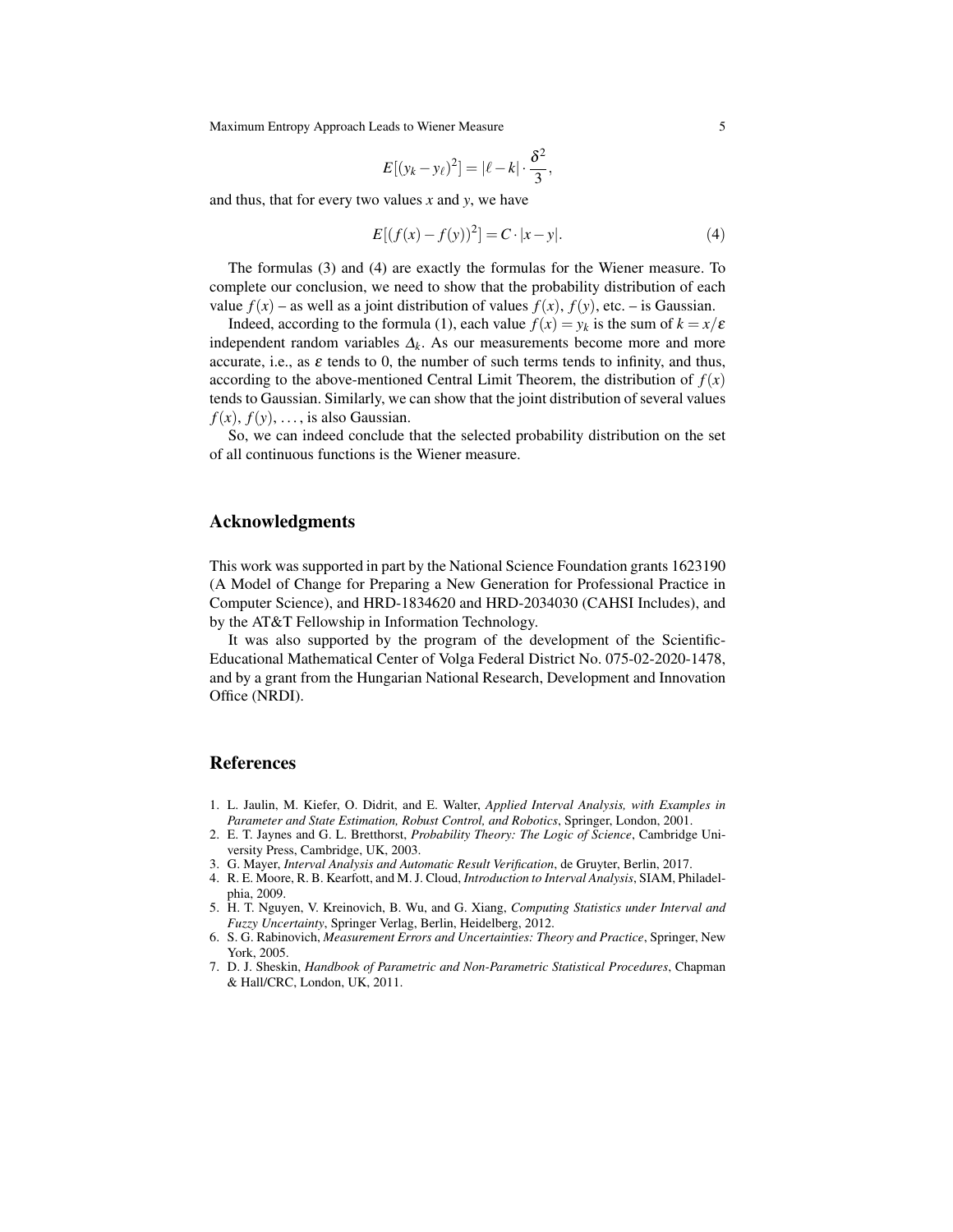$$E[(y_k - y_\ell)^2] = |\ell - k| \cdot \frac{\delta^2}{3},$$

and thus, that for every two values $x$ and $y$, we have

$$E[(f(x) - f(y))^2] = C \cdot |x - y|. \tag{4}$$

The formulas (3) and (4) are exactly the formulas for the Wiener measure. To complete our conclusion, we need to show that the probability distribution of each value $f(x)$ – as well as a joint distribution of values $f(x)$, $f(y)$, etc. – is Gaussian.

Indeed, according to the formula (1), each value $f(x) = y_k$ is the sum of $k = x/\varepsilon$ independent random variables $\Delta_k$. As our measurements become more and more accurate, i.e., as $\varepsilon$ tends to 0, the number of such terms tends to infinity, and thus, according to the above-mentioned Central Limit Theorem, the distribution of $f(x)$ tends to Gaussian. Similarly, we can show that the joint distribution of several values $f(x)$, $f(y)$, ..., is also Gaussian.

So, we can indeed conclude that the selected probability distribution on the set of all continuous functions is the Wiener measure.

## Acknowledgments

This work was supported in part by the National Science Foundation grants 1623190 (A Model of Change for Preparing a New Generation for Professional Practice in Computer Science), and HRD-1834620 and HRD-2034030 (CAHSI Includes), and by the AT&T Fellowship in Information Technology.

It was also supported by the program of the development of the Scientific-Educational Mathematical Center of Volga Federal District No. 075-02-2020-1478, and by a grant from the Hungarian National Research, Development and Innovation Office (NRDI).

## References

1. L. Jaulin, M. Kiefer, O. Didrit, and E. Walter, *Applied Interval Analysis, with Examples in Parameter and State Estimation, Robust Control, and Robotics*, Springer, London, 2001.
2. E. T. Jaynes and G. L. Bretthorst, *Probability Theory: The Logic of Science*, Cambridge University Press, Cambridge, UK, 2003.
3. G. Mayer, *Interval Analysis and Automatic Result Verification*, de Gruyter, Berlin, 2017.
4. R. E. Moore, R. B. Kearfott, and M. J. Cloud, *Introduction to Interval Analysis*, SIAM, Philadelphia, 2009.
5. H. T. Nguyen, V. Kreinovich, B. Wu, and G. Xiang, *Computing Statistics under Interval and Fuzzy Uncertainty*, Springer Verlag, Berlin, Heidelberg, 2012.
6. S. G. Rabinovich, *Measurement Errors and Uncertainties: Theory and Practice*, Springer, New York, 2005.
7. D. J. Sheskin, *Handbook of Parametric and Non-Parametric Statistical Procedures*, Chapman & Hall/CRC, London, UK, 2011.